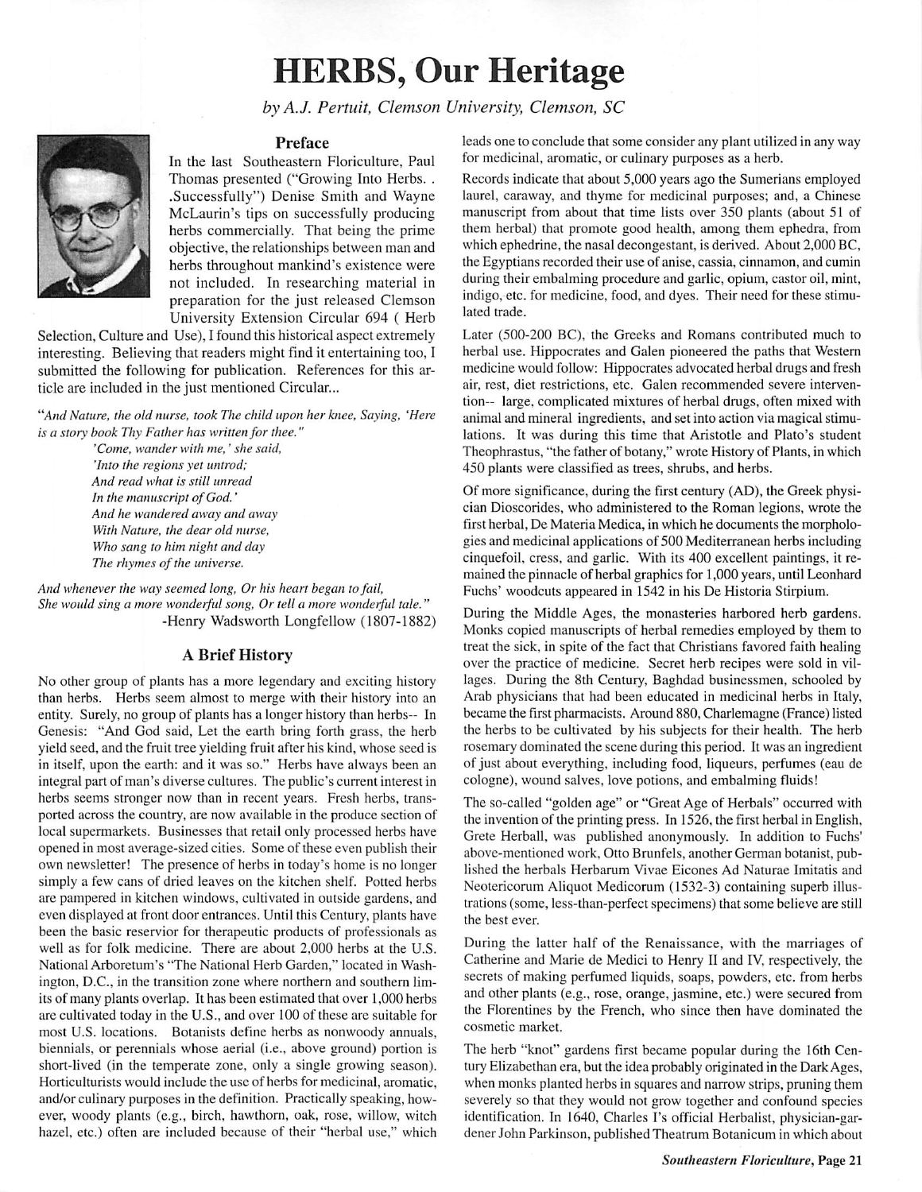# HERBS, Our Heritage

*by A.J. Pertuit, Clemson University, Clemson, SC*

## Preface

In the last Southeastern Floriculture, Paul Thomas presented ("Growing Into Herbs. . .Successfully") Denise Smith and Wayne McLaurin's tips on successfully producing herbs commercially. That being the prime objective, the relationships between man and herbs throughout mankind's existence were not included. In researching material in preparation for the just released Clemson University Extension Circular 694 ( Herb Selection, Culture and Use), I found this historical aspect extremely interesting. Believing that readers might find it entertaining too, I submitted the following for publication. References for this article are included in the just mentioned Circular...

*"And Nature, the old nurse, took The child upon her knee, Saying, 'Here is a story book Thy Father has written for thee."*

*'Come, wander with me,' she said,*
*'Into the regions yet untrod;*
*And read what is still unread*
*In the manuscript of God.'*
*And he wandered away and away*
*With Nature, the dear old nurse,*
*Who sang to him night and day*
*The rhymes of the universe.*

*And whenever the way seemed long, Or his heart began to fail,*
*She would sing a more wonderful song, Or tell a more wonderful tale."*

-Henry Wadsworth Longfellow (1807-1882)

## A Brief History

No other group of plants has a more legendary and exciting history than herbs. Herbs seem almost to merge with their history into an entity. Surely, no group of plants has a longer history than herbs-- In Genesis: "And God said, Let the earth bring forth grass, the herb yield seed, and the fruit tree yielding fruit after his kind, whose seed is in itself, upon the earth: and it was so." Herbs have always been an integral part of man's diverse cultures. The public's current interest in herbs seems stronger now than in recent years. Fresh herbs, transported across the country, are now available in the produce section of local supermarkets. Businesses that retail only processed herbs have opened in most average-sized cities. Some of these even publish their own newsletter! The presence of herbs in today's home is no longer simply a few cans of dried leaves on the kitchen shelf. Potted herbs are pampered in kitchen windows, cultivated in outside gardens, and even displayed at front door entrances. Until this Century, plants have been the basic reservior for therapeutic products of professionals as well as for folk medicine. There are about 2,000 herbs at the U.S. National Arboretum's "The National Herb Garden," located in Washington, D.C., in the transition zone where northern and southern limits of many plants overlap. It has been estimated that over 1,000 herbs are cultivated today in the U.S., and over 100 of these are suitable for most U.S. locations. Botanists define herbs as nonwoody annuals, biennials, or perennials whose aerial (i.e., above ground) portion is short-lived (in the temperate zone, only a single growing season). Horticulturists would include the use of herbs for medicinal, aromatic, and/or culinary purposes in the definition. Practically speaking, however, woody plants (e.g., birch, hawthorn, oak, rose, willow, witch hazel, etc.) often are included because of their "herbal use," which leads one to conclude that some consider any plant utilized in any way for medicinal, aromatic, or culinary purposes as a herb.

Records indicate that about 5,000 years ago the Sumerians employed laurel, caraway, and thyme for medicinal purposes; and, a Chinese manuscript from about that time lists over 350 plants (about 51 of them herbal) that promote good health, among them ephedra, from which ephedrine, the nasal decongestant, is derived. About 2,000 BC, the Egyptians recorded their use of anise, cassia, cinnamon, and cumin during their embalming procedure and garlic, opium, castor oil, mint, indigo, etc. for medicine, food, and dyes. Their need for these stimulated trade.

Later (500-200 BC), the Greeks and Romans contributed much to herbal use. Hippocrates and Galen pioneered the paths that Western medicine would follow: Hippocrates advocated herbal drugs and fresh air, rest, diet restrictions, etc. Galen recommended severe intervention-- large, complicated mixtures of herbal drugs, often mixed with animal and mineral ingredients, and set into action via magical stimulations. It was during this time that Aristotle and Plato's student Theophrastus, "the father of botany," wrote History of Plants, in which 450 plants were classified as trees, shrubs, and herbs.

Of more significance, during the first century (AD), the Greek physician Dioscorides, who administered to the Roman legions, wrote the first herbal, De Materia Medica, in which he documents the morphologies and medicinal applications of 500 Mediterranean herbs including cinquefoil, cress, and garlic. With its 400 excellent paintings, it remained the pinnacle of herbal graphics for 1,000 years, until Leonhard Fuchs' woodcuts appeared in 1542 in his De Historia Stirpium.

During the Middle Ages, the monasteries harbored herb gardens. Monks copied manuscripts of herbal remedies employed by them to treat the sick, in spite of the fact that Christians favored faith healing over the practice of medicine. Secret herb recipes were sold in villages. During the 8th Century, Baghdad businessmen, schooled by Arab physicians that had been educated in medicinal herbs in Italy, became the first pharmacists. Around 880, Charlemagne (France) listed the herbs to be cultivated by his subjects for their health. The herb rosemary dominated the scene during this period. It was an ingredient of just about everything, including food, liqueurs, perfumes (eau de cologne), wound salves, love potions, and embalming fluids!

The so-called "golden age" or "Great Age of Herbals" occurred with the invention of the printing press. In 1526, the first herbal in English, Grete Herball, was published anonymously. In addition to Fuchs' above-mentioned work, Otto Brunfels, another German botanist, published the herbals Herbarum Vivae Eicones Ad Naturae Imitatis and Neotericorum Aliquot Medicorum (1532-3) containing superb illustrations (some, less-than-perfect specimens) that some believe are still the best ever.

During the latter half of the Renaissance, with the marriages of Catherine and Marie de Medici to Henry II and IV, respectively, the secrets of making perfumed liquids, soaps, powders, etc. from herbs and other plants (e.g., rose, orange, jasmine, etc.) were secured from the Florentines by the French, who since then have dominated the cosmetic market.

The herb "knot" gardens first became popular during the 16th Century Elizabethan era, but the idea probably originated in the Dark Ages, when monks planted herbs in squares and narrow strips, pruning them severely so that they would not grow together and confound species identification. In 1640, Charles I's official Herbalist, physician-gardener John Parkinson, published Theatrum Botanicum in which about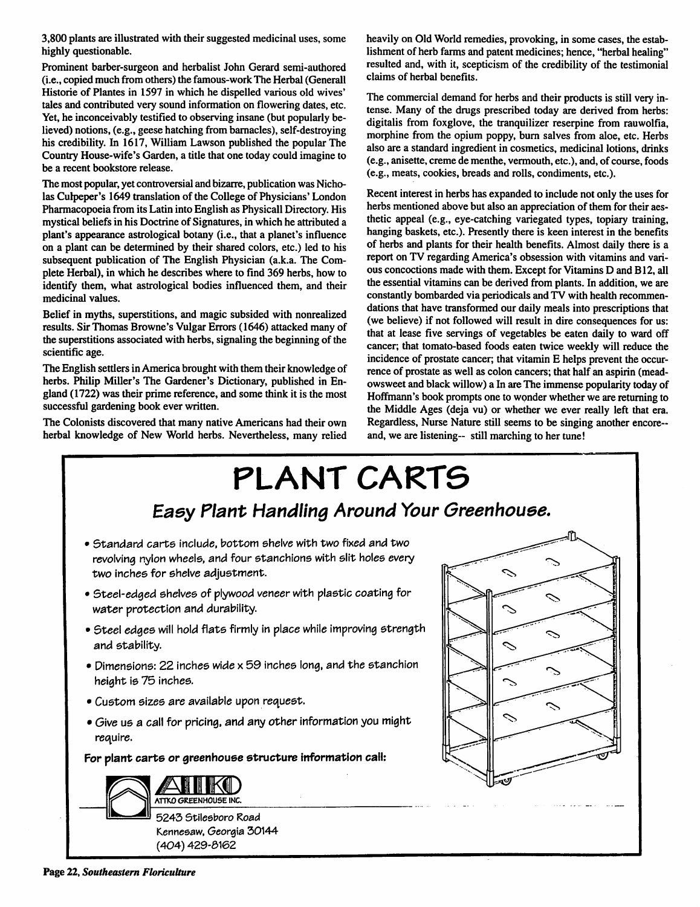3,800 plants are illustrated with their suggested medicinal uses, some highly questionable.

Prominent barber-surgeon and herbalist John Gerard semi-authored (i.e., copied much from others) the famous-work The Herbal (Generall Historie of Plantes in 1597 in which he dispelled various old wives' tales and contributed very sound information on flowering dates, etc. Yet, he inconceivably testified to observing insane (but popularly believed) notions, (e.g., geese hatching from barnacles), self-destroying his credibility. In 1617, William Lawson published the popular The Country House-wife's Garden, a title that one today could imagine to be a recent bookstore release.

The most popular, yet controversial and bizarre, publication was Nicholas Culpeper's 1649 translation of the College of Physicians' London Pharmacopoeia from its Latin into English as Physicall Directory. His mystical beliefs in his Doctrine of Signatures, in which he attributed a plant's appearance astrological botany (i.e., that a planet's influence on a plant can be determined by their shared colors, etc.) led to his subsequent publication of The English Physician (a.k.a. The Complete Herbal), in which he describes where to find 369 herbs, how to identify them, what astrological bodies influenced them, and their medicinal values.

Belief in myths, superstitions, and magic subsided with nonrealized results. Sir Thomas Browne's Vulgar Errors (1646) attacked many of the superstitions associated with herbs, signaling the beginning of the scientific age.

The English settlers in America brought with them their knowledge of herbs. Philip Miller's The Gardener's Dictionary, published in England (1722) was their prime reference, and some think it is the most successful gardening book ever written.

The Colonists discovered that many native Americans had their own herbal knowledge of New World herbs. Nevertheless, many relied heavily on Old World remedies, provoking, in some cases, the establishment of herb farms and patent medicines; hence, "herbal healing" resulted and, with it, scepticism of the credibility of the testimonial claims of herbal benefits.

The commercial demand for herbs and their products is still very intense. Many of the drugs prescribed today are derived from herbs: digitalis from foxglove, the tranquilizer reserpine from rauwolfia, morphine from the opium poppy, burn salves from aloe, etc. Herbs also are a standard ingredient in cosmetics, medicinal lotions, drinks (e.g., anisette, creme de menthe, vermouth, etc.), and, of course, foods (e.g., meats, cookies, breads and rolls, condiments, etc.).

Recent interest in herbs has expanded to include not only the uses for herbs mentioned above but also an appreciation of them for their aesthetic appeal (e.g., eye-catching variegated types, topiary training, hanging baskets, etc.). Presently there is keen interest in the benefits of herbs and plants for their health benefits. Almost daily there is a report on TV regarding America's obsession with vitamins and various concoctions made with them. Except for Vitamins D and B12, all the essential vitamins can be derived from plants. In addition, we are constantly bombarded via periodicals and TV with health recommendations that have transformed our daily meals into prescriptions that (we believe) if not followed will result in dire consequences for us: that at lease five servings of vegetables be eaten daily to ward off cancer; that tomato-based foods eaten twice weekly will reduce the incidence of prostate cancer; that vitamin E helps prevent the occurrence of prostate as well as colon cancers; that half an aspirin (meadowsweet and black willow) a In are The immense popularity today of Hoffmann's book prompts one to wonder whether we are returning to the Middle Ages (deja vu) or whether we ever really left that era. Regardless, Nurse Nature still seems to be singing another encore-- and, we are listening-- still marching to her tune!

# PLANT CARTS

## *Easy Plant Handling Around Your Greenhouse.*

- Standard carts include, bottom shelve with two fixed and two revolving nylon wheels, and four stanchions with slit holes every two inches for shelve adjustment.
- Steel-edged shelves of plywood veneer with plastic coating for water protection and durability.
- Steel edges will hold flats firmly in place while improving strength and stability.
- Dimensions: 22 inches wide x 59 inches long, and the stanchion height is 75 inches.
- Custom sizes are available upon request.
- Give us a call for pricing, and any other information you might require.

**For plant carts or greenhouse structure information call:**

ATTKO

ATTKO GREENHOUSE INC.

5243 Stilesboro Road
Kennesaw, Georgia 30144
(404) 429-8162